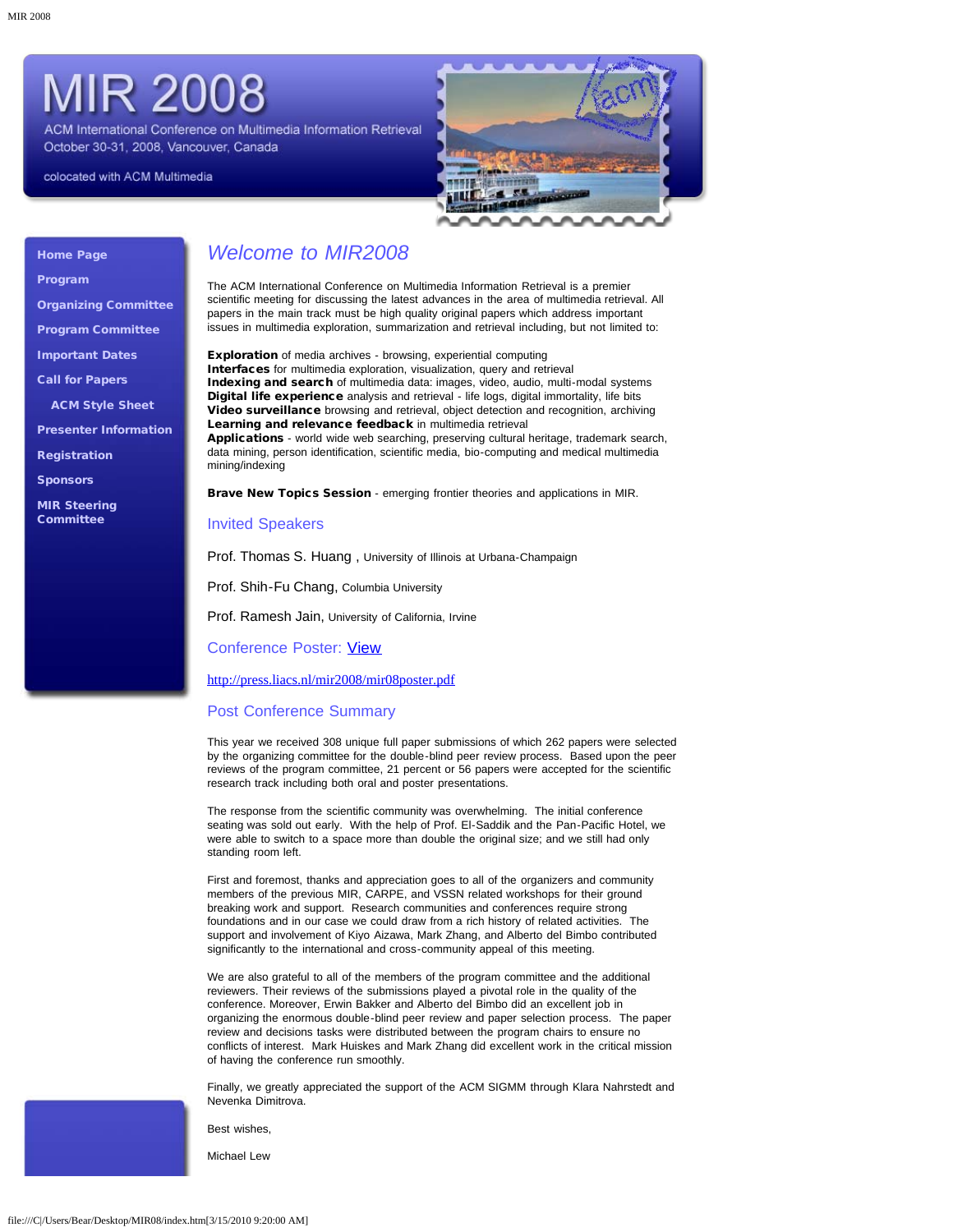# MIR 2008

ACM International Conference on Multimedia Information Retrieval
October 30-31, 2008, Vancouver, Canada

colocated with ACM Multimedia

- **Home Page**
- **Program**
- **Organizing Committee**
- **Program Committee**
- **Important Dates**
- **Call for Papers**
  - **ACM Style Sheet**
- **Presenter Information**
- **Registration**
- **Sponsors**
- **MIR Steering Committee**

## *Welcome to MIR2008*

The ACM International Conference on Multimedia Information Retrieval is a premier scientific meeting for discussing the latest advances in the area of multimedia retrieval. All papers in the main track must be high quality original papers which address important issues in multimedia exploration, summarization and retrieval including, but not limited to:

**Exploration** of media archives - browsing, experiential computing
**Interfaces** for multimedia exploration, visualization, query and retrieval
**Indexing and search** of multimedia data: images, video, audio, multi-modal systems
**Digital life experience** analysis and retrieval - life logs, digital immortality, life bits
**Video surveillance** browsing and retrieval, object detection and recognition, archiving
**Learning and relevance feedback** in multimedia retrieval
**Applications** - world wide web searching, preserving cultural heritage, trademark search, data mining, person identification, scientific media, bio-computing and medical multimedia mining/indexing

**Brave New Topics Session** - emerging frontier theories and applications in MIR.

### Invited Speakers

Prof. Thomas S. Huang , University of Illinois at Urbana-Champaign

Prof. Shih-Fu Chang, Columbia University

Prof. Ramesh Jain, University of California, Irvine

### Conference Poster: View

http://press.liacs.nl/mir2008/mir08poster.pdf

### Post Conference Summary

This year we received 308 unique full paper submissions of which 262 papers were selected by the organizing committee for the double-blind peer review process. Based upon the peer reviews of the program committee, 21 percent or 56 papers were accepted for the scientific research track including both oral and poster presentations.

The response from the scientific community was overwhelming. The initial conference seating was sold out early. With the help of Prof. El-Saddik and the Pan-Pacific Hotel, we were able to switch to a space more than double the original size; and we still had only standing room left.

First and foremost, thanks and appreciation goes to all of the organizers and community members of the previous MIR, CARPE, and VSSN related workshops for their ground breaking work and support. Research communities and conferences require strong foundations and in our case we could draw from a rich history of related activities. The support and involvement of Kiyo Aizawa, Mark Zhang, and Alberto del Bimbo contributed significantly to the international and cross-community appeal of this meeting.

We are also grateful to all of the members of the program committee and the additional reviewers. Their reviews of the submissions played a pivotal role in the quality of the conference. Moreover, Erwin Bakker and Alberto del Bimbo did an excellent job in organizing the enormous double-blind peer review and paper selection process. The paper review and decisions tasks were distributed between the program chairs to ensure no conflicts of interest. Mark Huiskes and Mark Zhang did excellent work in the critical mission of having the conference run smoothly.

Finally, we greatly appreciated the support of the ACM SIGMM through Klara Nahrstedt and Nevenka Dimitrova.

Best wishes,

Michael Lew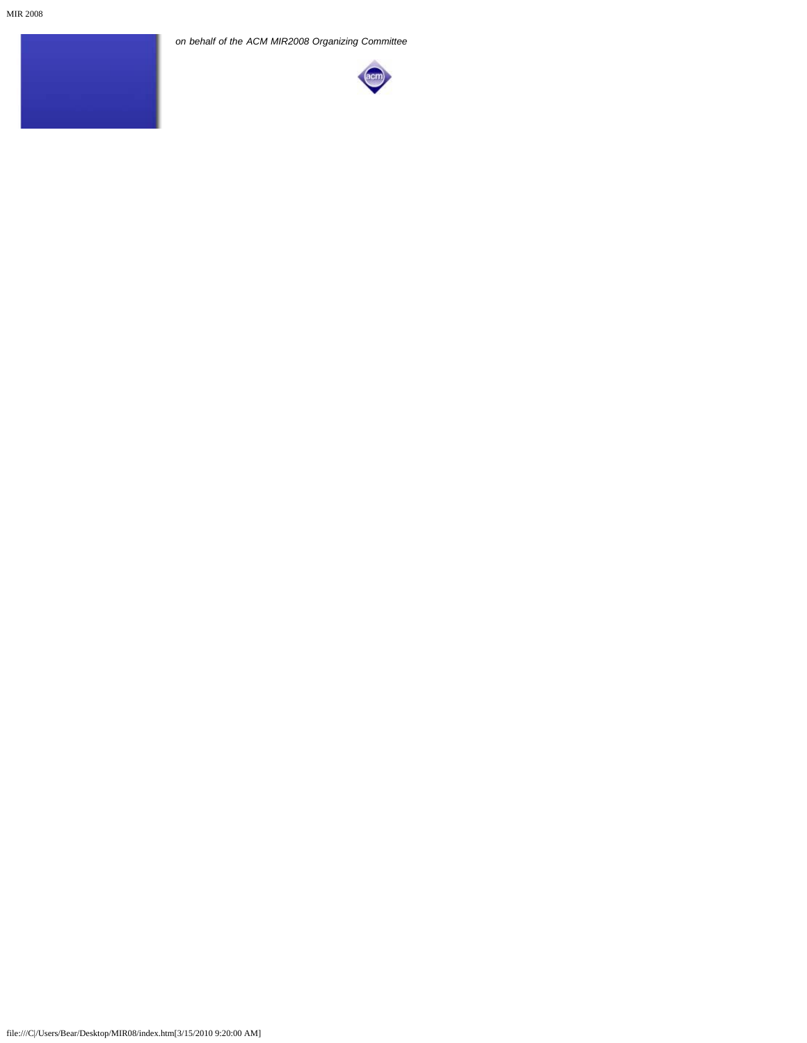*on behalf of the ACM MIR2008 Organizing Committee*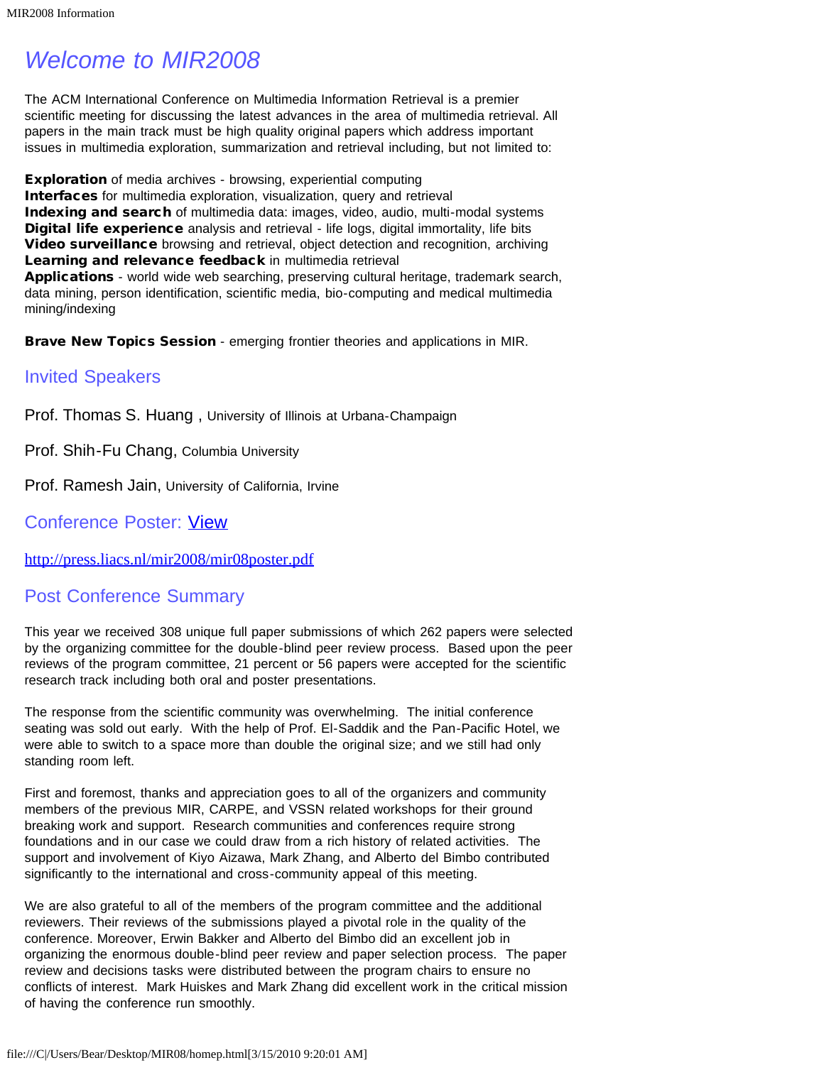# Welcome to MIR2008

The ACM International Conference on Multimedia Information Retrieval is a premier scientific meeting for discussing the latest advances in the area of multimedia retrieval. All papers in the main track must be high quality original papers which address important issues in multimedia exploration, summarization and retrieval including, but not limited to:

**Exploration** of media archives - browsing, experiential computing
**Interfaces** for multimedia exploration, visualization, query and retrieval
**Indexing and search** of multimedia data: images, video, audio, multi-modal systems
**Digital life experience** analysis and retrieval - life logs, digital immortality, life bits
**Video surveillance** browsing and retrieval, object detection and recognition, archiving
**Learning and relevance feedback** in multimedia retrieval
**Applications** - world wide web searching, preserving cultural heritage, trademark search, data mining, person identification, scientific media, bio-computing and medical multimedia mining/indexing

**Brave New Topics Session** - emerging frontier theories and applications in MIR.

## Invited Speakers

Prof. Thomas S. Huang , University of Illinois at Urbana-Champaign

Prof. Shih-Fu Chang, Columbia University

Prof. Ramesh Jain, University of California, Irvine

## Conference Poster: View

http://press.liacs.nl/mir2008/mir08poster.pdf

## Post Conference Summary

This year we received 308 unique full paper submissions of which 262 papers were selected by the organizing committee for the double-blind peer review process. Based upon the peer reviews of the program committee, 21 percent or 56 papers were accepted for the scientific research track including both oral and poster presentations.

The response from the scientific community was overwhelming. The initial conference seating was sold out early. With the help of Prof. El-Saddik and the Pan-Pacific Hotel, we were able to switch to a space more than double the original size; and we still had only standing room left.

First and foremost, thanks and appreciation goes to all of the organizers and community members of the previous MIR, CARPE, and VSSN related workshops for their ground breaking work and support. Research communities and conferences require strong foundations and in our case we could draw from a rich history of related activities. The support and involvement of Kiyo Aizawa, Mark Zhang, and Alberto del Bimbo contributed significantly to the international and cross-community appeal of this meeting.

We are also grateful to all of the members of the program committee and the additional reviewers. Their reviews of the submissions played a pivotal role in the quality of the conference. Moreover, Erwin Bakker and Alberto del Bimbo did an excellent job in organizing the enormous double-blind peer review and paper selection process. The paper review and decisions tasks were distributed between the program chairs to ensure no conflicts of interest. Mark Huiskes and Mark Zhang did excellent work in the critical mission of having the conference run smoothly.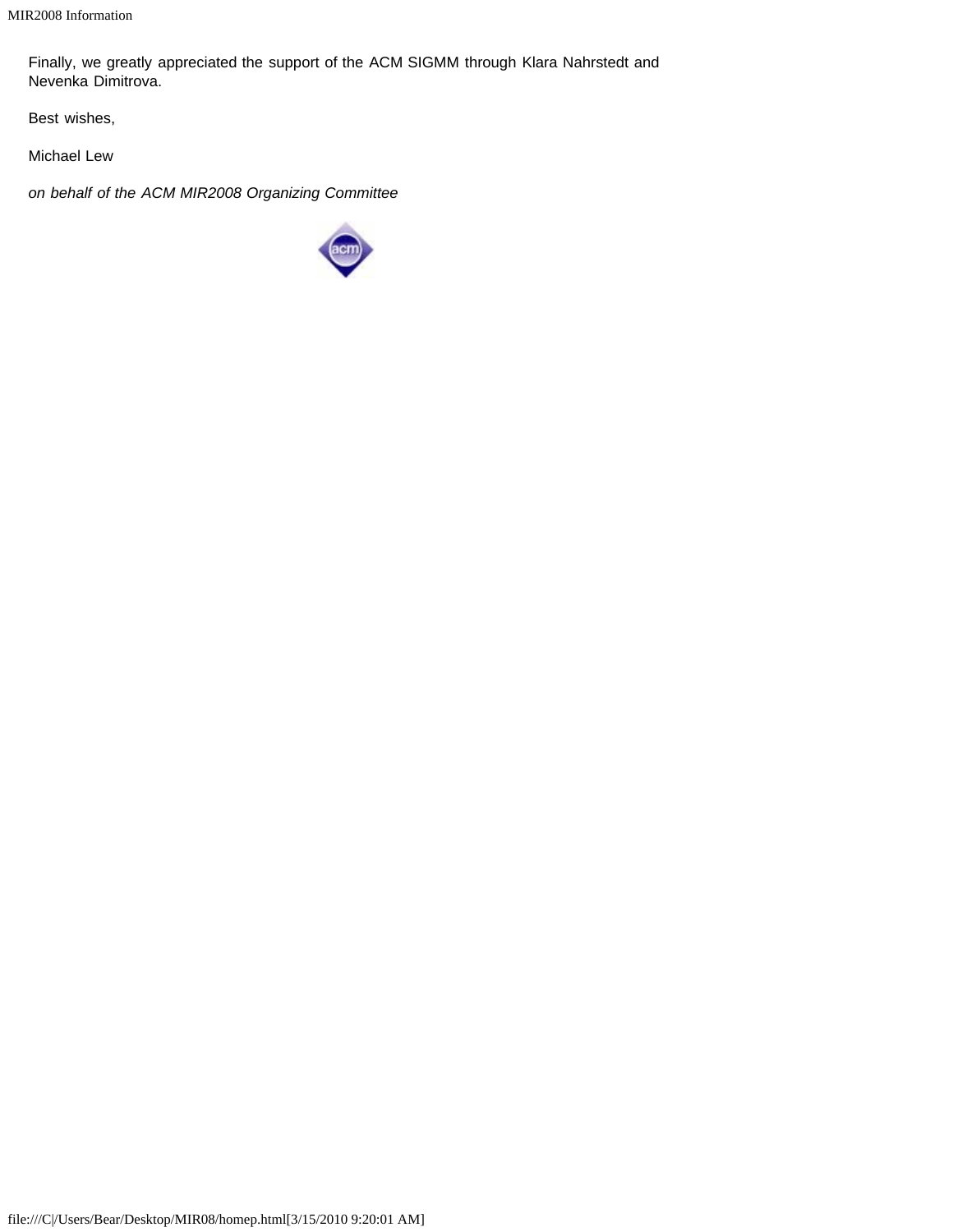Finally, we greatly appreciated the support of the ACM SIGMM through Klara Nahrstedt and Nevenka Dimitrova.

Best wishes,

Michael Lew

*on behalf of the ACM MIR2008 Organizing Committee*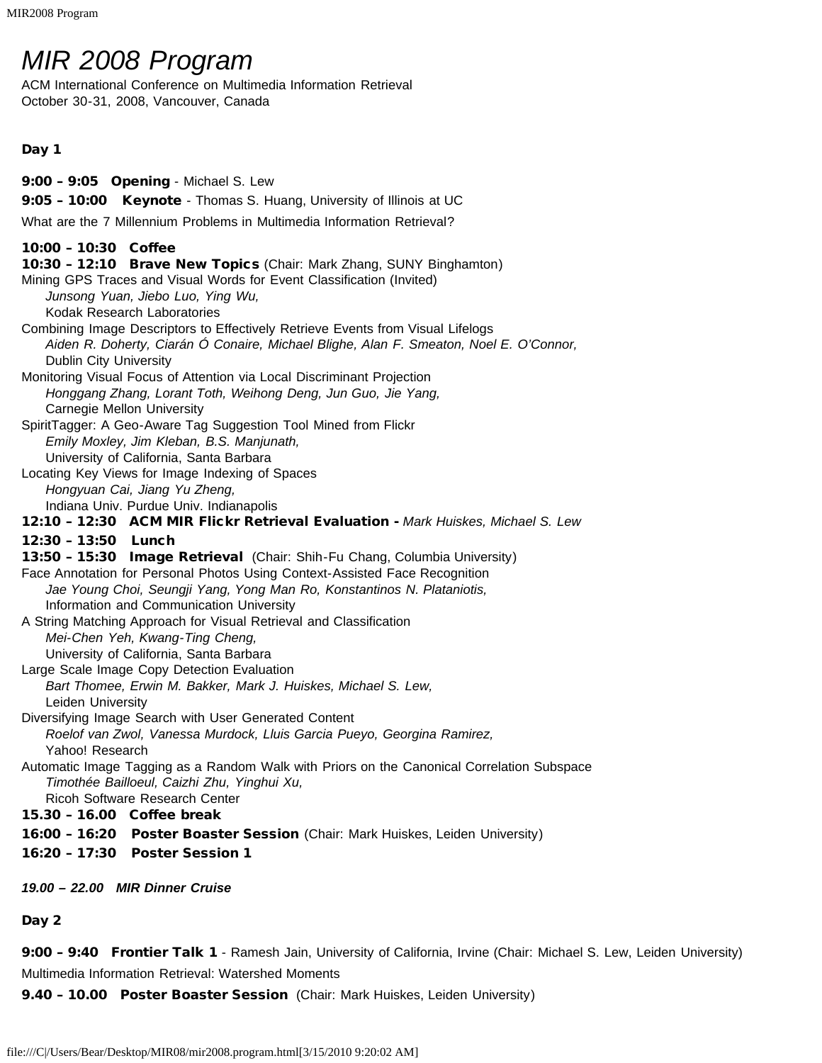# *MIR 2008 Program*

ACM International Conference on Multimedia Information Retrieval
October 30-31, 2008, Vancouver, Canada

### Day 1

**9:00 – 9:05 Opening** - Michael S. Lew

**9:05 – 10:00 Keynote** - Thomas S. Huang, University of Illinois at UC

What are the 7 Millennium Problems in Multimedia Information Retrieval?

**10:00 – 10:30 Coffee**

**10:30 – 12:10 Brave New Topics** (Chair: Mark Zhang, SUNY Binghamton)

Mining GPS Traces and Visual Words for Event Classification (Invited)
*Junsong Yuan, Jiebo Luo, Ying Wu,*
Kodak Research Laboratories

Combining Image Descriptors to Effectively Retrieve Events from Visual Lifelogs
*Aiden R. Doherty, Ciarán Ó Conaire, Michael Blighe, Alan F. Smeaton, Noel E. O'Connor,*
Dublin City University

Monitoring Visual Focus of Attention via Local Discriminant Projection
*Honggang Zhang, Lorant Toth, Weihong Deng, Jun Guo, Jie Yang,*
Carnegie Mellon University

SpiritTagger: A Geo-Aware Tag Suggestion Tool Mined from Flickr
*Emily Moxley, Jim Kleban, B.S. Manjunath,*
University of California, Santa Barbara

Locating Key Views for Image Indexing of Spaces
*Hongyuan Cai, Jiang Yu Zheng,*
Indiana Univ. Purdue Univ. Indianapolis

**12:10 – 12:30 ACM MIR Flickr Retrieval Evaluation -** *Mark Huiskes, Michael S. Lew*

**12:30 – 13:50 Lunch**

**13:50 – 15:30 Image Retrieval** (Chair: Shih-Fu Chang, Columbia University)

Face Annotation for Personal Photos Using Context-Assisted Face Recognition
*Jae Young Choi, Seungji Yang, Yong Man Ro, Konstantinos N. Plataniotis,*
Information and Communication University

A String Matching Approach for Visual Retrieval and Classification
*Mei-Chen Yeh, Kwang-Ting Cheng,*
University of California, Santa Barbara

Large Scale Image Copy Detection Evaluation
*Bart Thomee, Erwin M. Bakker, Mark J. Huiskes, Michael S. Lew,*
Leiden University

Diversifying Image Search with User Generated Content
*Roelof van Zwol, Vanessa Murdock, Lluis Garcia Pueyo, Georgina Ramirez,*
Yahoo! Research

Automatic Image Tagging as a Random Walk with Priors on the Canonical Correlation Subspace
*Timothée Bailloeul, Caizhi Zhu, Yinghui Xu,*
Ricoh Software Research Center

**15.30 – 16.00 Coffee break**

**16:00 – 16:20 Poster Boaster Session** (Chair: Mark Huiskes, Leiden University)

**16:20 – 17:30 Poster Session 1**

***19.00 – 22.00 MIR Dinner Cruise***

### Day 2

**9:00 – 9:40 Frontier Talk 1** - Ramesh Jain, University of California, Irvine (Chair: Michael S. Lew, Leiden University)

Multimedia Information Retrieval: Watershed Moments

**9.40 – 10.00 Poster Boaster Session** (Chair: Mark Huiskes, Leiden University)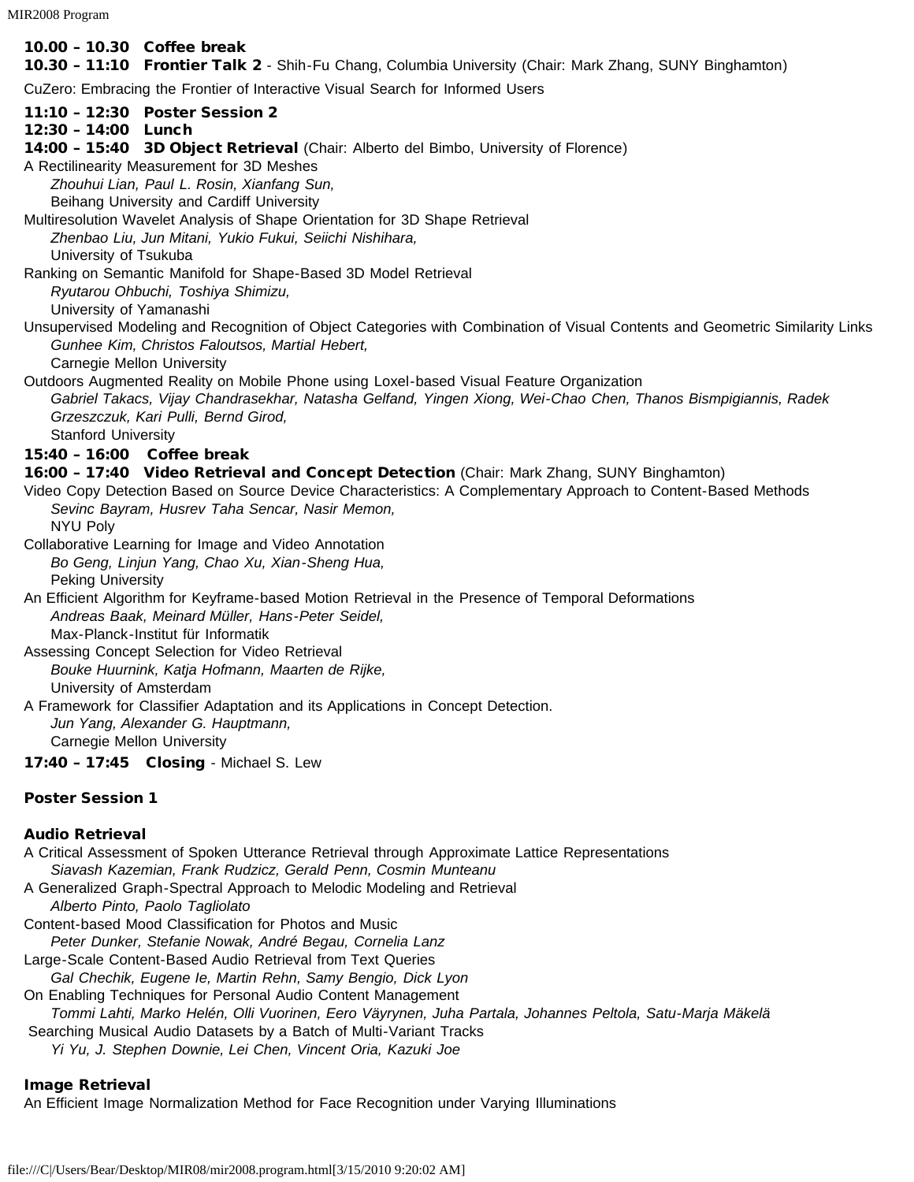**10.00 – 10.30 Coffee break**

**10.30 – 11:10 Frontier Talk 2** - Shih-Fu Chang, Columbia University (Chair: Mark Zhang, SUNY Binghamton)

CuZero: Embracing the Frontier of Interactive Visual Search for Informed Users

**11:10 – 12:30 Poster Session 2**

**12:30 – 14:00 Lunch**

**14:00 – 15:40 3D Object Retrieval** (Chair: Alberto del Bimbo, University of Florence)

A Rectilinearity Measurement for 3D Meshes
*Zhouhui Lian, Paul L. Rosin, Xianfang Sun,*
Beihang University and Cardiff University

Multiresolution Wavelet Analysis of Shape Orientation for 3D Shape Retrieval
*Zhenbao Liu, Jun Mitani, Yukio Fukui, Seiichi Nishihara,*
University of Tsukuba

Ranking on Semantic Manifold for Shape-Based 3D Model Retrieval
*Ryutarou Ohbuchi, Toshiya Shimizu,*
University of Yamanashi

Unsupervised Modeling and Recognition of Object Categories with Combination of Visual Contents and Geometric Similarity Links
*Gunhee Kim, Christos Faloutsos, Martial Hebert,*
Carnegie Mellon University

Outdoors Augmented Reality on Mobile Phone using Loxel-based Visual Feature Organization
*Gabriel Takacs, Vijay Chandrasekhar, Natasha Gelfand, Yingen Xiong, Wei-Chao Chen, Thanos Bismpigiannis, Radek Grzeszczuk, Kari Pulli, Bernd Girod,*
Stanford University

**15:40 – 16:00 Coffee break**

**16:00 – 17:40 Video Retrieval and Concept Detection** (Chair: Mark Zhang, SUNY Binghamton)

Video Copy Detection Based on Source Device Characteristics: A Complementary Approach to Content-Based Methods
*Sevinc Bayram, Husrev Taha Sencar, Nasir Memon,*
NYU Poly

Collaborative Learning for Image and Video Annotation
*Bo Geng, Linjun Yang, Chao Xu, Xian-Sheng Hua,*
Peking University

An Efficient Algorithm for Keyframe-based Motion Retrieval in the Presence of Temporal Deformations
*Andreas Baak, Meinard Müller, Hans-Peter Seidel,*
Max-Planck-Institut für Informatik

Assessing Concept Selection for Video Retrieval
*Bouke Huurnink, Katja Hofmann, Maarten de Rijke,*
University of Amsterdam

A Framework for Classifier Adaptation and its Applications in Concept Detection.
*Jun Yang, Alexander G. Hauptmann,*
Carnegie Mellon University

**17:40 – 17:45 Closing** - Michael S. Lew

### Poster Session 1

#### Audio Retrieval

A Critical Assessment of Spoken Utterance Retrieval through Approximate Lattice Representations
*Siavash Kazemian, Frank Rudzicz, Gerald Penn, Cosmin Munteanu*

A Generalized Graph-Spectral Approach to Melodic Modeling and Retrieval
*Alberto Pinto, Paolo Tagliolato*

Content-based Mood Classification for Photos and Music
*Peter Dunker, Stefanie Nowak, André Begau, Cornelia Lanz*

Large-Scale Content-Based Audio Retrieval from Text Queries
*Gal Chechik, Eugene Ie, Martin Rehn, Samy Bengio, Dick Lyon*

On Enabling Techniques for Personal Audio Content Management
*Tommi Lahti, Marko Helén, Olli Vuorinen, Eero Väyrynen, Juha Partala, Johannes Peltola, Satu-Marja Mäkelä*

Searching Musical Audio Datasets by a Batch of Multi-Variant Tracks
*Yi Yu, J. Stephen Downie, Lei Chen, Vincent Oria, Kazuki Joe*

#### Image Retrieval

An Efficient Image Normalization Method for Face Recognition under Varying Illuminations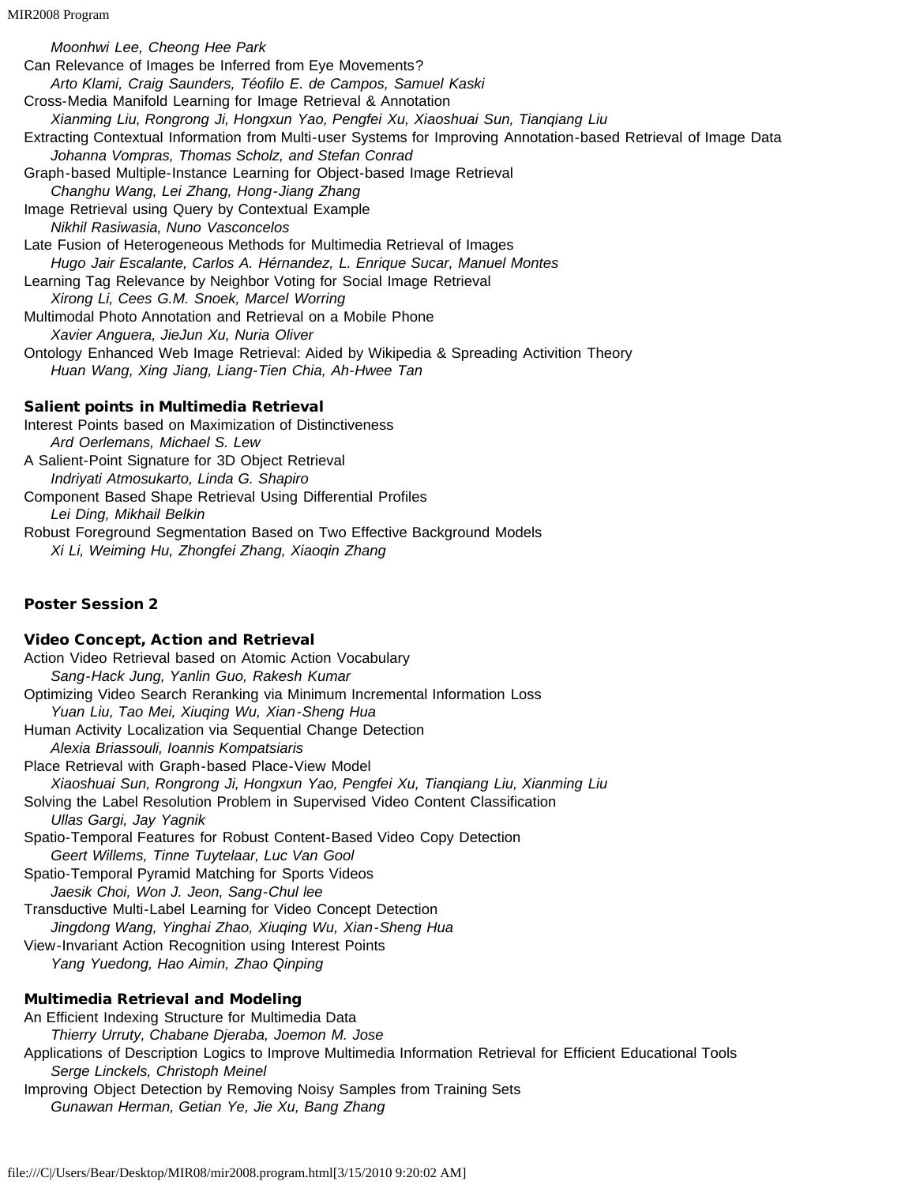*Moonhwi Lee, Cheong Hee Park*

Can Relevance of Images be Inferred from Eye Movements?
*Arto Klami, Craig Saunders, Téofilo E. de Campos, Samuel Kaski*

Cross-Media Manifold Learning for Image Retrieval & Annotation
*Xianming Liu, Rongrong Ji, Hongxun Yao, Pengfei Xu, Xiaoshuai Sun, Tianqiang Liu*

Extracting Contextual Information from Multi-user Systems for Improving Annotation-based Retrieval of Image Data
*Johanna Vompras, Thomas Scholz, and Stefan Conrad*

Graph-based Multiple-Instance Learning for Object-based Image Retrieval
*Changhu Wang, Lei Zhang, Hong-Jiang Zhang*

Image Retrieval using Query by Contextual Example
*Nikhil Rasiwasia, Nuno Vasconcelos*

Late Fusion of Heterogeneous Methods for Multimedia Retrieval of Images
*Hugo Jair Escalante, Carlos A. Hérnandez, L. Enrique Sucar, Manuel Montes*

Learning Tag Relevance by Neighbor Voting for Social Image Retrieval
*Xirong Li, Cees G.M. Snoek, Marcel Worring*

Multimodal Photo Annotation and Retrieval on a Mobile Phone
*Xavier Anguera, JieJun Xu, Nuria Oliver*

Ontology Enhanced Web Image Retrieval: Aided by Wikipedia & Spreading Activition Theory
*Huan Wang, Xing Jiang, Liang-Tien Chia, Ah-Hwee Tan*

### Salient points in Multimedia Retrieval

Interest Points based on Maximization of Distinctiveness
*Ard Oerlemans, Michael S. Lew*

A Salient-Point Signature for 3D Object Retrieval
*Indriyati Atmosukarto, Linda G. Shapiro*

Component Based Shape Retrieval Using Differential Profiles
*Lei Ding, Mikhail Belkin*

Robust Foreground Segmentation Based on Two Effective Background Models
*Xi Li, Weiming Hu, Zhongfei Zhang, Xiaoqin Zhang*

## Poster Session 2

### Video Concept, Action and Retrieval

Action Video Retrieval based on Atomic Action Vocabulary
*Sang-Hack Jung, Yanlin Guo, Rakesh Kumar*

Optimizing Video Search Reranking via Minimum Incremental Information Loss
*Yuan Liu, Tao Mei, Xiuqing Wu, Xian-Sheng Hua*

Human Activity Localization via Sequential Change Detection
*Alexia Briassouli, Ioannis Kompatsiaris*

Place Retrieval with Graph-based Place-View Model
*Xiaoshuai Sun, Rongrong Ji, Hongxun Yao, Pengfei Xu, Tianqiang Liu, Xianming Liu*

Solving the Label Resolution Problem in Supervised Video Content Classification
*Ullas Gargi, Jay Yagnik*

Spatio-Temporal Features for Robust Content-Based Video Copy Detection
*Geert Willems, Tinne Tuytelaar, Luc Van Gool*

Spatio-Temporal Pyramid Matching for Sports Videos
*Jaesik Choi, Won J. Jeon, Sang-Chul lee*

Transductive Multi-Label Learning for Video Concept Detection
*Jingdong Wang, Yinghai Zhao, Xiuqing Wu, Xian-Sheng Hua*

View-Invariant Action Recognition using Interest Points
*Yang Yuedong, Hao Aimin, Zhao Qinping*

### Multimedia Retrieval and Modeling

An Efficient Indexing Structure for Multimedia Data
*Thierry Urruty, Chabane Djeraba, Joemon M. Jose*

Applications of Description Logics to Improve Multimedia Information Retrieval for Efficient Educational Tools
*Serge Linckels, Christoph Meinel*

Improving Object Detection by Removing Noisy Samples from Training Sets
*Gunawan Herman, Getian Ye, Jie Xu, Bang Zhang*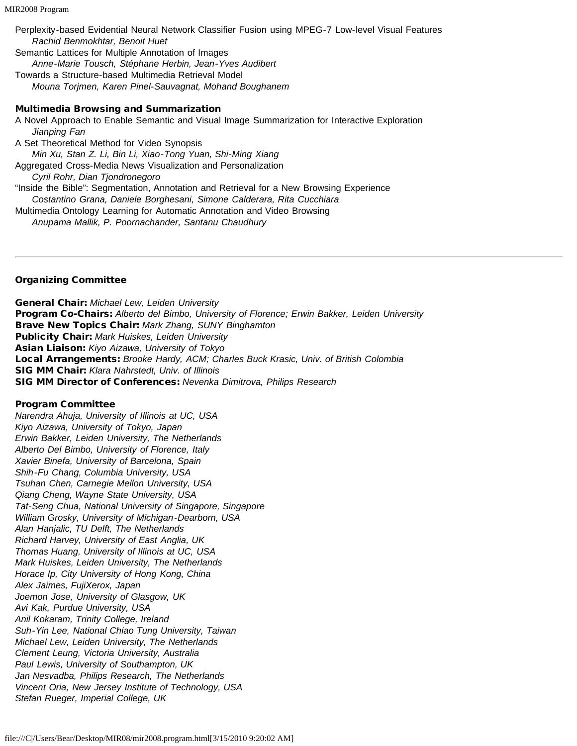Perplexity-based Evidential Neural Network Classifier Fusion using MPEG-7 Low-level Visual Features
*Rachid Benmokhtar, Benoit Huet*
Semantic Lattices for Multiple Annotation of Images
*Anne-Marie Tousch, Stéphane Herbin, Jean-Yves Audibert*
Towards a Structure-based Multimedia Retrieval Model
*Mouna Torjmen, Karen Pinel-Sauvagnat, Mohand Boughanem*

### Multimedia Browsing and Summarization

A Novel Approach to Enable Semantic and Visual Image Summarization for Interactive Exploration
*Jianping Fan*
A Set Theoretical Method for Video Synopsis
*Min Xu, Stan Z. Li, Bin Li, Xiao-Tong Yuan, Shi-Ming Xiang*
Aggregated Cross-Media News Visualization and Personalization
*Cyril Rohr, Dian Tjondronegoro*
“Inside the Bible”: Segmentation, Annotation and Retrieval for a New Browsing Experience
*Costantino Grana, Daniele Borghesani, Simone Calderara, Rita Cucchiara*
Multimedia Ontology Learning for Automatic Annotation and Video Browsing
*Anupama Mallik, P. Poornachander, Santanu Chaudhury*

---

### Organizing Committee

**General Chair:** *Michael Lew, Leiden University*
**Program Co-Chairs:** *Alberto del Bimbo, University of Florence; Erwin Bakker, Leiden University*
**Brave New Topics Chair:** *Mark Zhang, SUNY Binghamton*
**Publicity Chair:** *Mark Huiskes, Leiden University*
**Asian Liaison:** *Kiyo Aizawa, University of Tokyo*
**Local Arrangements:** *Brooke Hardy, ACM; Charles Buck Krasic, Univ. of British Colombia*
**SIG MM Chair:** *Klara Nahrstedt, Univ. of Illinois*
**SIG MM Director of Conferences:** *Nevenka Dimitrova, Philips Research*

### Program Committee

*Narendra Ahuja, University of Illinois at UC, USA*
*Kiyo Aizawa, University of Tokyo, Japan*
*Erwin Bakker, Leiden University, The Netherlands*
*Alberto Del Bimbo, University of Florence, Italy*
*Xavier Binefa, University of Barcelona, Spain*
*Shih-Fu Chang, Columbia University, USA*
*Tsuhan Chen, Carnegie Mellon University, USA*
*Qiang Cheng, Wayne State University, USA*
*Tat-Seng Chua, National University of Singapore, Singapore*
*William Grosky, University of Michigan-Dearborn, USA*
*Alan Hanjalic, TU Delft, The Netherlands*
*Richard Harvey, University of East Anglia, UK*
*Thomas Huang, University of Illinois at UC, USA*
*Mark Huiskes, Leiden University, The Netherlands*
*Horace Ip, City University of Hong Kong, China*
*Alex Jaimes, FujiXerox, Japan*
*Joemon Jose, University of Glasgow, UK*
*Avi Kak, Purdue University, USA*
*Anil Kokaram, Trinity College, Ireland*
*Suh-Yin Lee, National Chiao Tung University, Taiwan*
*Michael Lew, Leiden University, The Netherlands*
*Clement Leung, Victoria University, Australia*
*Paul Lewis, University of Southampton, UK*
*Jan Nesvadba, Philips Research, The Netherlands*
*Vincent Oria, New Jersey Institute of Technology, USA*
*Stefan Rueger, Imperial College, UK*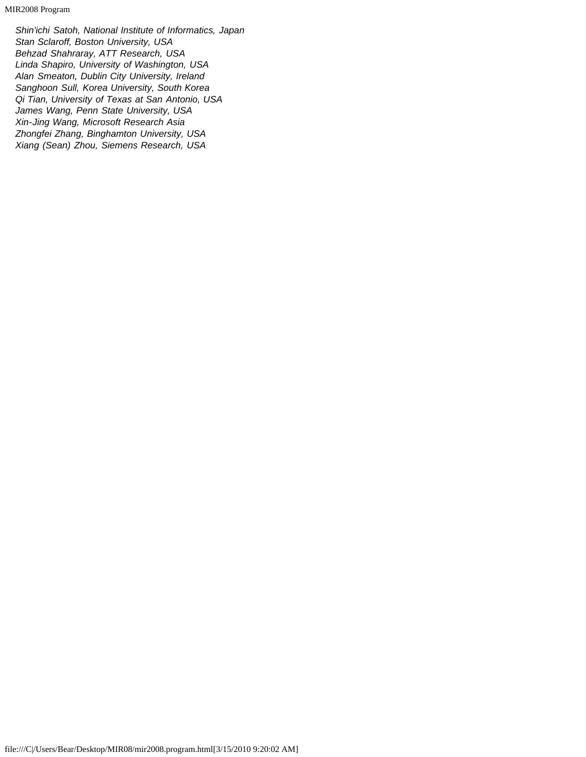*Shin'ichi Satoh, National Institute of Informatics, Japan*
*Stan Sclaroff, Boston University, USA*
*Behzad Shahraray, ATT Research, USA*
*Linda Shapiro, University of Washington, USA*
*Alan Smeaton, Dublin City University, Ireland*
*Sanghoon Sull, Korea University, South Korea*
*Qi Tian, University of Texas at San Antonio, USA*
*James Wang, Penn State University, USA*
*Xin-Jing Wang, Microsoft Research Asia*
*Zhongfei Zhang, Binghamton University, USA*
*Xiang (Sean) Zhou, Siemens Research, USA*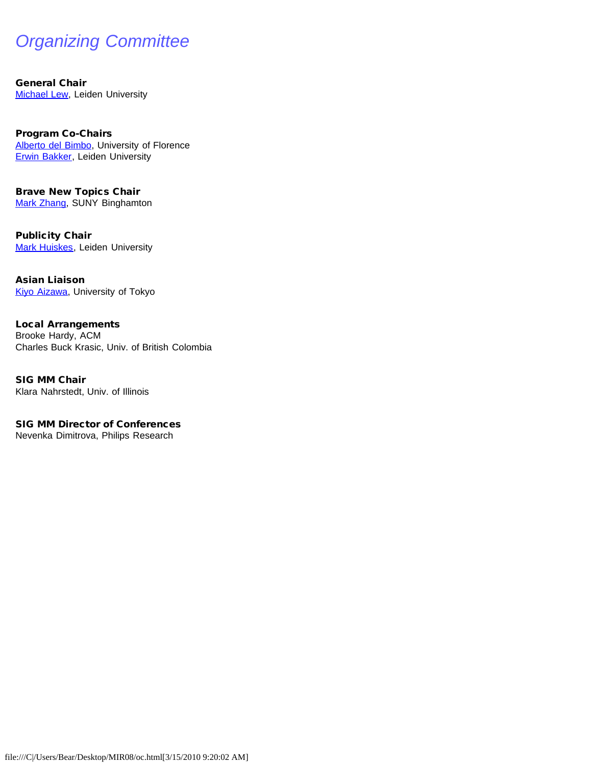# *Organizing Committee*

**General Chair**
Michael Lew, Leiden University

**Program Co-Chairs**
Alberto del Bimbo, University of Florence
Erwin Bakker, Leiden University

**Brave New Topics Chair**
Mark Zhang, SUNY Binghamton

**Publicity Chair**
Mark Huiskes, Leiden University

**Asian Liaison**
Kiyo Aizawa, University of Tokyo

**Local Arrangements**
Brooke Hardy, ACM
Charles Buck Krasic, Univ. of British Colombia

**SIG MM Chair**
Klara Nahrstedt, Univ. of Illinois

**SIG MM Director of Conferences**
Nevenka Dimitrova, Philips Research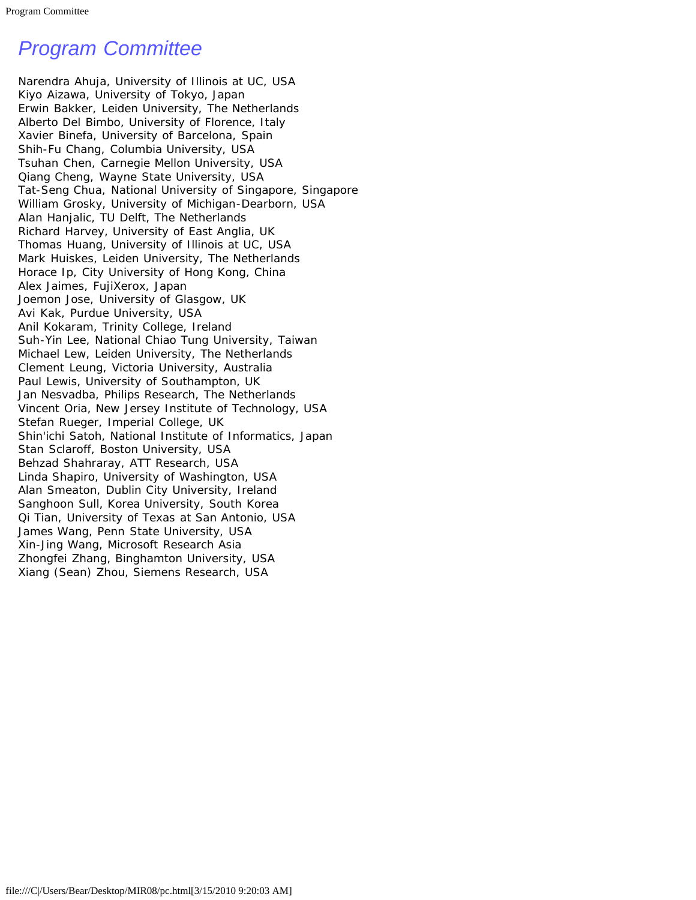# Program Committee

Narendra Ahuja, University of Illinois at UC, USA
Kiyo Aizawa, University of Tokyo, Japan
Erwin Bakker, Leiden University, The Netherlands
Alberto Del Bimbo, University of Florence, Italy
Xavier Binefa, University of Barcelona, Spain
Shih-Fu Chang, Columbia University, USA
Tsuhan Chen, Carnegie Mellon University, USA
Qiang Cheng, Wayne State University, USA
Tat-Seng Chua, National University of Singapore, Singapore
William Grosky, University of Michigan-Dearborn, USA
Alan Hanjalic, TU Delft, The Netherlands
Richard Harvey, University of East Anglia, UK
Thomas Huang, University of Illinois at UC, USA
Mark Huiskes, Leiden University, The Netherlands
Horace Ip, City University of Hong Kong, China
Alex Jaimes, FujiXerox, Japan
Joemon Jose, University of Glasgow, UK
Avi Kak, Purdue University, USA
Anil Kokaram, Trinity College, Ireland
Suh-Yin Lee, National Chiao Tung University, Taiwan
Michael Lew, Leiden University, The Netherlands
Clement Leung, Victoria University, Australia
Paul Lewis, University of Southampton, UK
Jan Nesvadba, Philips Research, The Netherlands
Vincent Oria, New Jersey Institute of Technology, USA
Stefan Rueger, Imperial College, UK
Shin'ichi Satoh, National Institute of Informatics, Japan
Stan Sclaroff, Boston University, USA
Behzad Shahraray, ATT Research, USA
Linda Shapiro, University of Washington, USA
Alan Smeaton, Dublin City University, Ireland
Sanghoon Sull, Korea University, South Korea
Qi Tian, University of Texas at San Antonio, USA
James Wang, Penn State University, USA
Xin-Jing Wang, Microsoft Research Asia
Zhongfei Zhang, Binghamton University, USA
Xiang (Sean) Zhou, Siemens Research, USA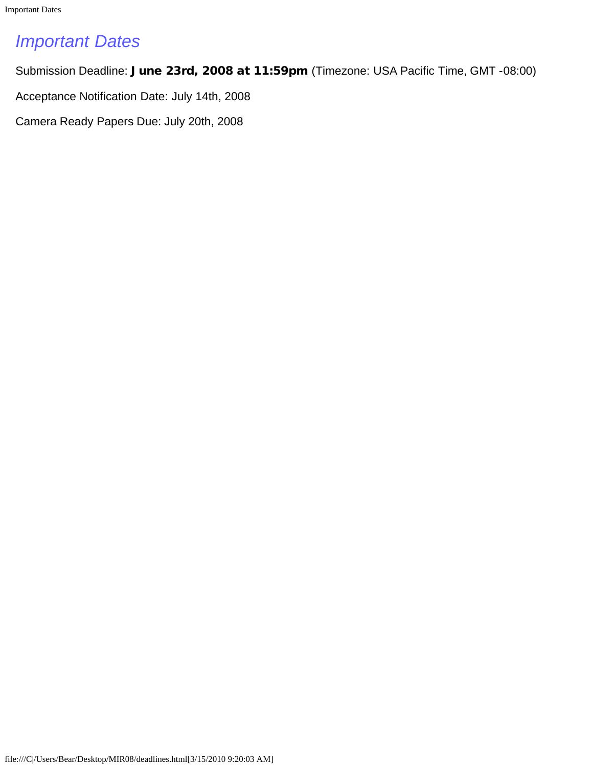# *Important Dates*

Submission Deadline: **June 23rd, 2008 at 11:59pm** (Timezone: USA Pacific Time, GMT -08:00)

Acceptance Notification Date: July 14th, 2008

Camera Ready Papers Due: July 20th, 2008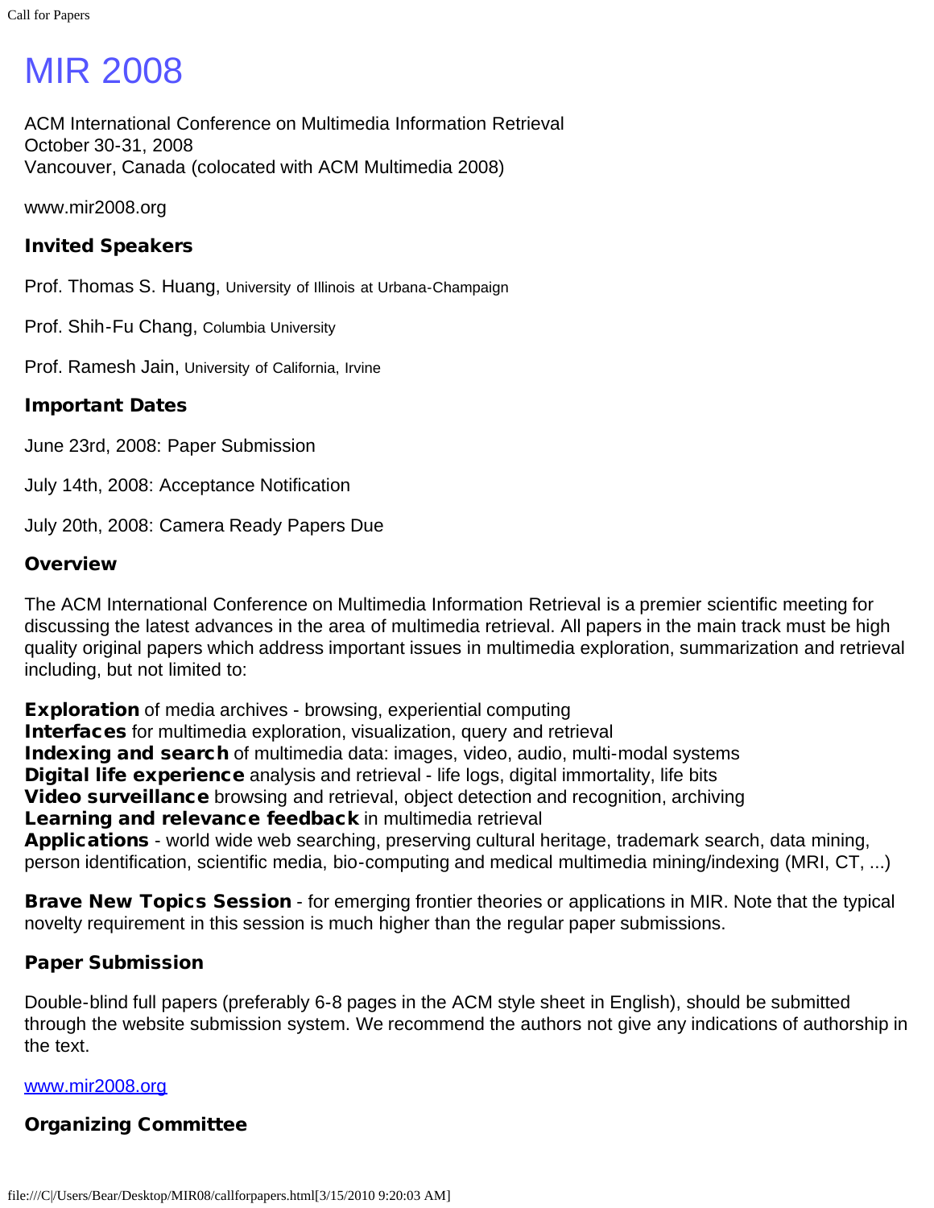# MIR 2008

ACM International Conference on Multimedia Information Retrieval
October 30-31, 2008
Vancouver, Canada (colocated with ACM Multimedia 2008)

www.mir2008.org

### Invited Speakers

Prof. Thomas S. Huang, University of Illinois at Urbana-Champaign

Prof. Shih-Fu Chang, Columbia University

Prof. Ramesh Jain, University of California, Irvine

### Important Dates

June 23rd, 2008: Paper Submission

July 14th, 2008: Acceptance Notification

July 20th, 2008: Camera Ready Papers Due

### Overview

The ACM International Conference on Multimedia Information Retrieval is a premier scientific meeting for discussing the latest advances in the area of multimedia retrieval. All papers in the main track must be high quality original papers which address important issues in multimedia exploration, summarization and retrieval including, but not limited to:

**Exploration** of media archives - browsing, experiential computing
**Interfaces** for multimedia exploration, visualization, query and retrieval
**Indexing and search** of multimedia data: images, video, audio, multi-modal systems
**Digital life experience** analysis and retrieval - life logs, digital immortality, life bits
**Video surveillance** browsing and retrieval, object detection and recognition, archiving
**Learning and relevance feedback** in multimedia retrieval
**Applications** - world wide web searching, preserving cultural heritage, trademark search, data mining, person identification, scientific media, bio-computing and medical multimedia mining/indexing (MRI, CT, ...)

**Brave New Topics Session** - for emerging frontier theories or applications in MIR. Note that the typical novelty requirement in this session is much higher than the regular paper submissions.

### Paper Submission

Double-blind full papers (preferably 6-8 pages in the ACM style sheet in English), should be submitted through the website submission system. We recommend the authors not give any indications of authorship in the text.

[www.mir2008.org](http://www.mir2008.org)

### Organizing Committee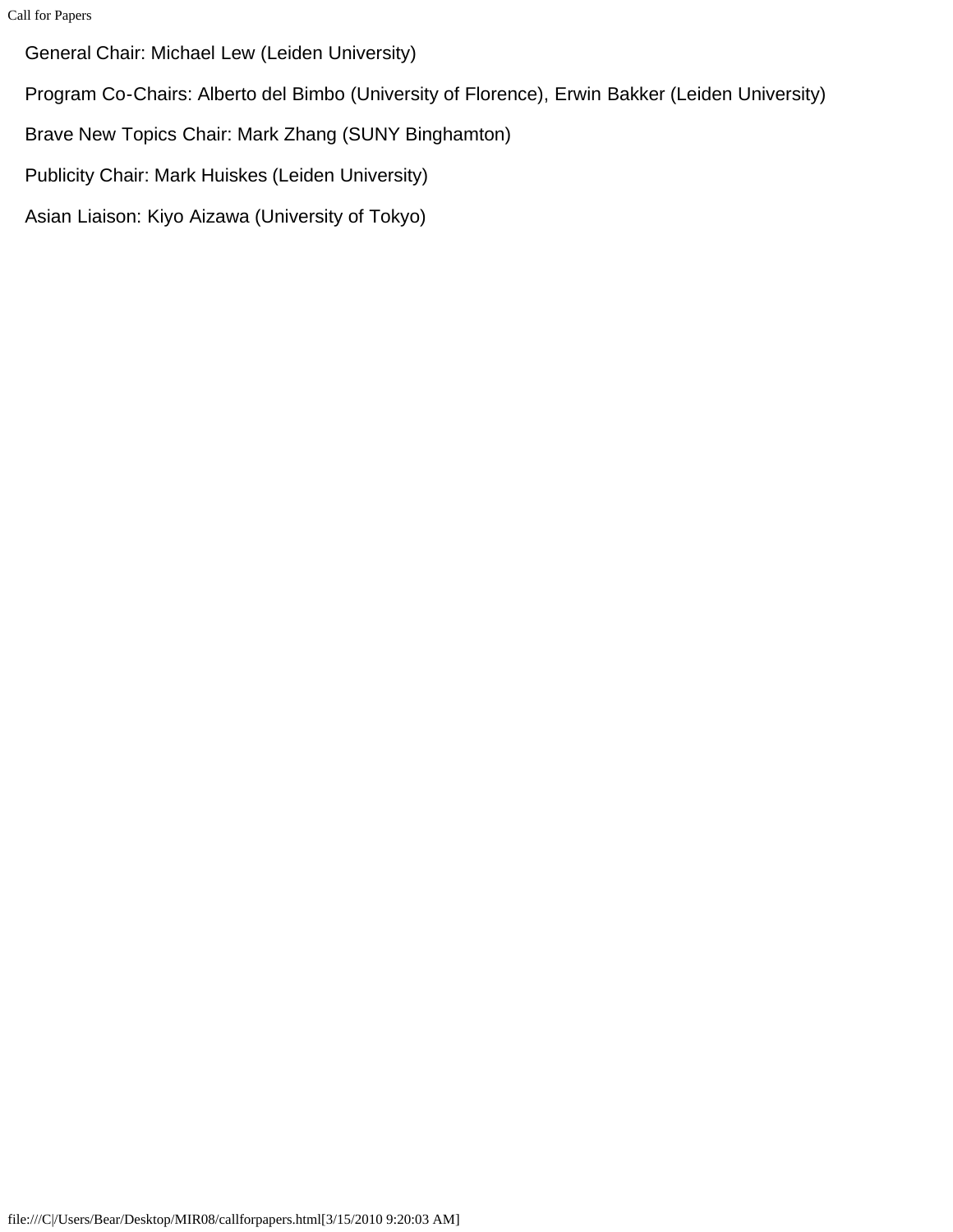General Chair: Michael Lew (Leiden University)

Program Co-Chairs: Alberto del Bimbo (University of Florence), Erwin Bakker (Leiden University)

Brave New Topics Chair: Mark Zhang (SUNY Binghamton)

Publicity Chair: Mark Huiskes (Leiden University)

Asian Liaison: Kiyo Aizawa (University of Tokyo)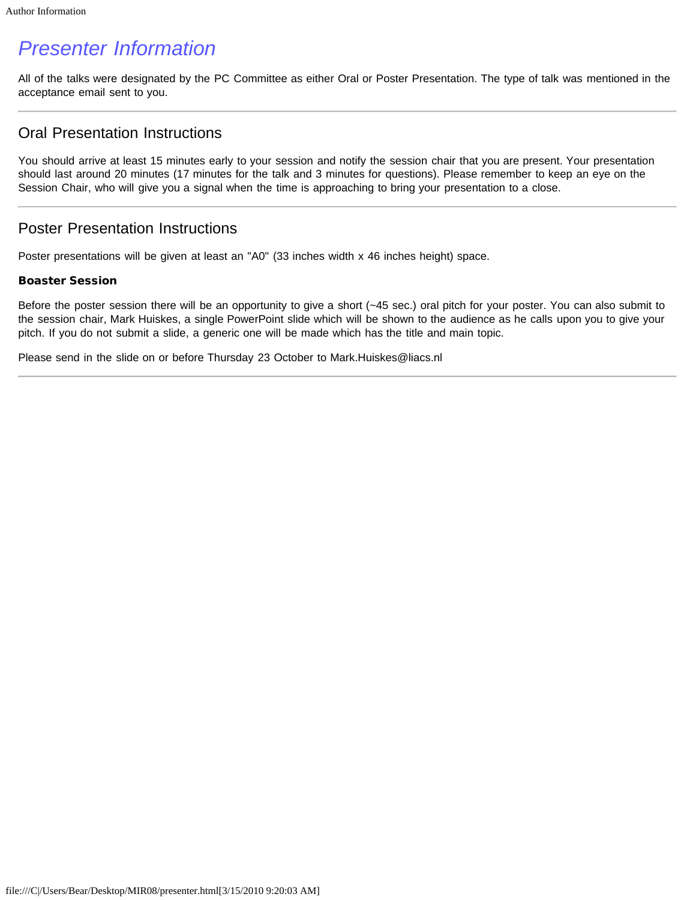# Presenter Information

All of the talks were designated by the PC Committee as either Oral or Poster Presentation. The type of talk was mentioned in the acceptance email sent to you.

---

## Oral Presentation Instructions

You should arrive at least 15 minutes early to your session and notify the session chair that you are present. Your presentation should last around 20 minutes (17 minutes for the talk and 3 minutes for questions). Please remember to keep an eye on the Session Chair, who will give you a signal when the time is approaching to bring your presentation to a close.

---

## Poster Presentation Instructions

Poster presentations will be given at least an "A0" (33 inches width x 46 inches height) space.

**Boaster Session**

Before the poster session there will be an opportunity to give a short (~45 sec.) oral pitch for your poster. You can also submit to the session chair, Mark Huiskes, a single PowerPoint slide which will be shown to the audience as he calls upon you to give your pitch. If you do not submit a slide, a generic one will be made which has the title and main topic.

Please send in the slide on or before Thursday 23 October to Mark.Huiskes@liacs.nl

---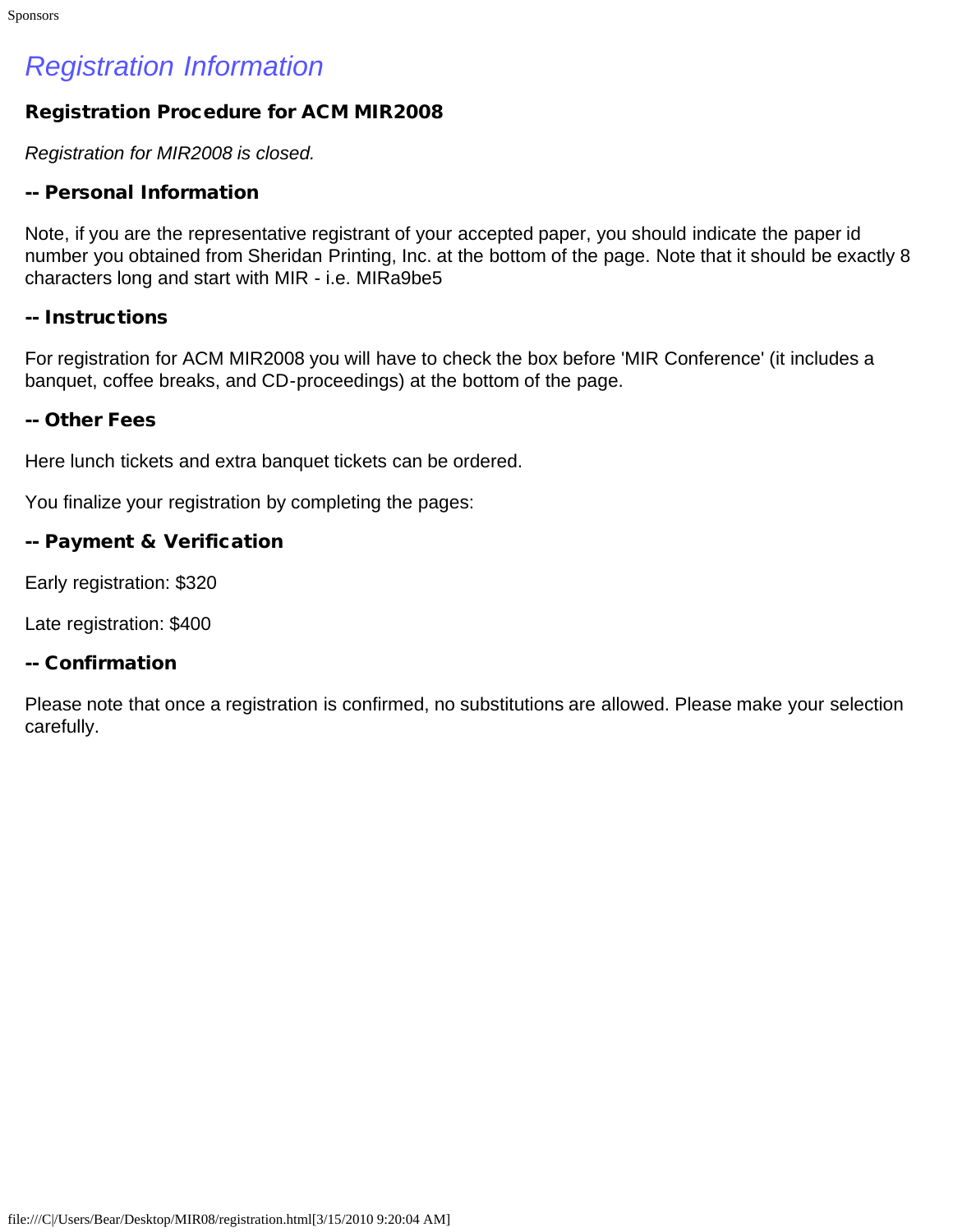# *Registration Information*

### Registration Procedure for ACM MIR2008

*Registration for MIR2008 is closed.*

### -- Personal Information

Note, if you are the representative registrant of your accepted paper, you should indicate the paper id number you obtained from Sheridan Printing, Inc. at the bottom of the page. Note that it should be exactly 8 characters long and start with MIR - i.e. MIRa9be5

### -- Instructions

For registration for ACM MIR2008 you will have to check the box before 'MIR Conference' (it includes a banquet, coffee breaks, and CD-proceedings) at the bottom of the page.

### -- Other Fees

Here lunch tickets and extra banquet tickets can be ordered.

You finalize your registration by completing the pages:

### -- Payment & Verification

Early registration: $320

Late registration: $400

### -- Confirmation

Please note that once a registration is confirmed, no substitutions are allowed. Please make your selection carefully.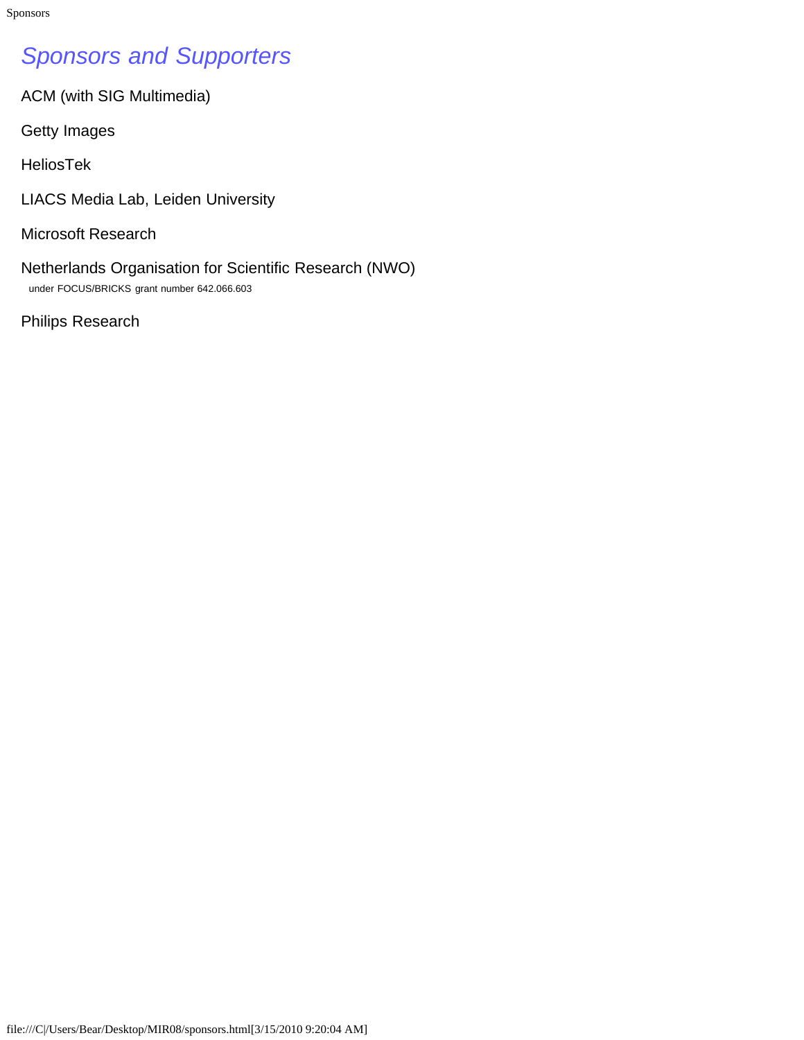# *Sponsors and Supporters*

ACM (with SIG Multimedia)

Getty Images

HeliosTek

LIACS Media Lab, Leiden University

Microsoft Research

Netherlands Organisation for Scientific Research (NWO)
under FOCUS/BRICKS grant number 642.066.603

Philips Research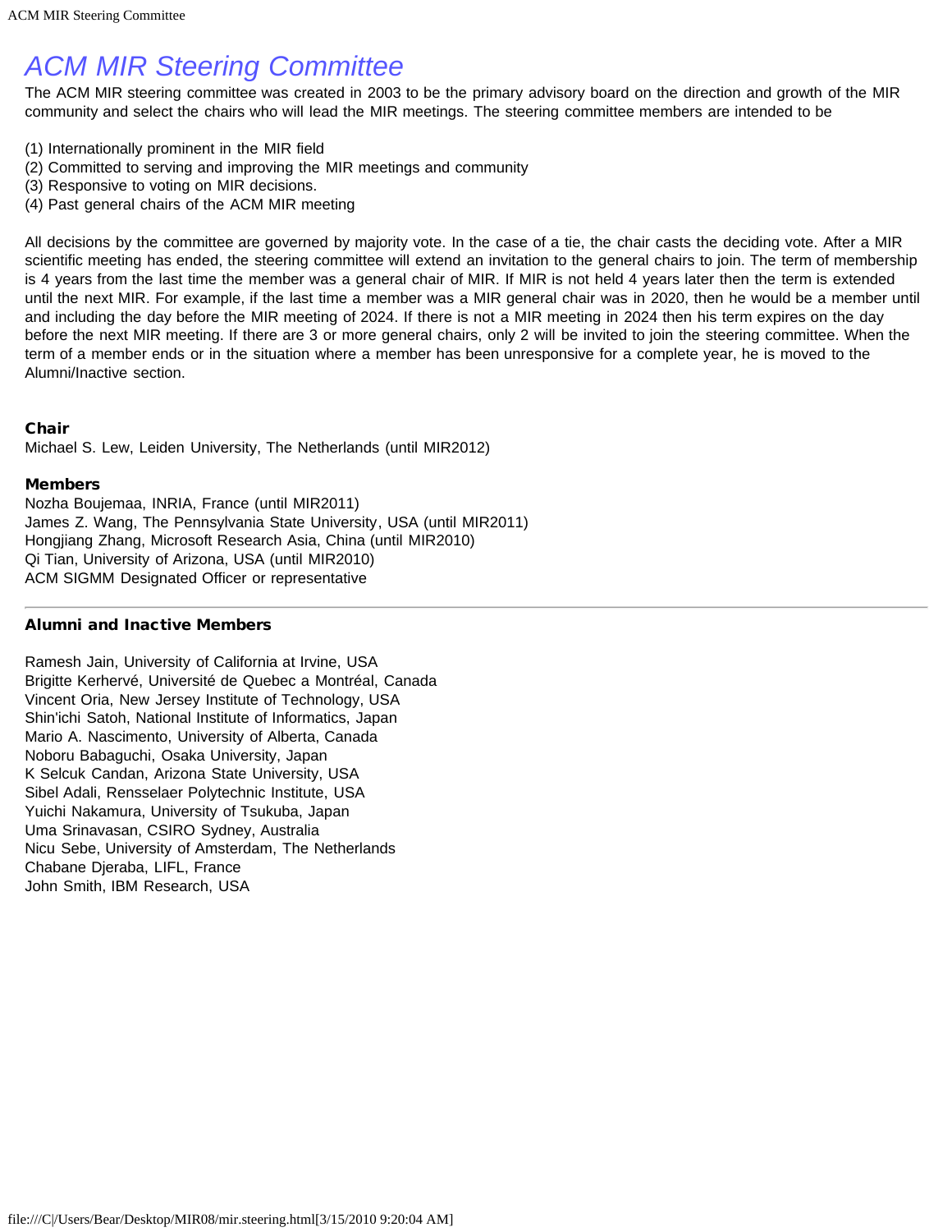# ACM MIR Steering Committee

The ACM MIR steering committee was created in 2003 to be the primary advisory board on the direction and growth of the MIR community and select the chairs who will lead the MIR meetings. The steering committee members are intended to be

(1) Internationally prominent in the MIR field
(2) Committed to serving and improving the MIR meetings and community
(3) Responsive to voting on MIR decisions.
(4) Past general chairs of the ACM MIR meeting

All decisions by the committee are governed by majority vote. In the case of a tie, the chair casts the deciding vote. After a MIR scientific meeting has ended, the steering committee will extend an invitation to the general chairs to join. The term of membership is 4 years from the last time the member was a general chair of MIR. If MIR is not held 4 years later then the term is extended until the next MIR. For example, if the last time a member was a MIR general chair was in 2020, then he would be a member until and including the day before the MIR meeting of 2024. If there is not a MIR meeting in 2024 then his term expires on the day before the next MIR meeting. If there are 3 or more general chairs, only 2 will be invited to join the steering committee. When the term of a member ends or in the situation where a member has been unresponsive for a complete year, he is moved to the Alumni/Inactive section.

### Chair

Michael S. Lew, Leiden University, The Netherlands (until MIR2012)

### Members

Nozha Boujemaa, INRIA, France (until MIR2011)
James Z. Wang, The Pennsylvania State University, USA (until MIR2011)
Hongjiang Zhang, Microsoft Research Asia, China (until MIR2010)
Qi Tian, University of Arizona, USA (until MIR2010)
ACM SIGMM Designated Officer or representative

---

### Alumni and Inactive Members

Ramesh Jain, University of California at Irvine, USA
Brigitte Kerhervé, Université de Quebec a Montréal, Canada
Vincent Oria, New Jersey Institute of Technology, USA
Shin'ichi Satoh, National Institute of Informatics, Japan
Mario A. Nascimento, University of Alberta, Canada
Noboru Babaguchi, Osaka University, Japan
K Selcuk Candan, Arizona State University, USA
Sibel Adali, Rensselaer Polytechnic Institute, USA
Yuichi Nakamura, University of Tsukuba, Japan
Uma Srinavasan, CSIRO Sydney, Australia
Nicu Sebe, University of Amsterdam, The Netherlands
Chabane Djeraba, LIFL, France
John Smith, IBM Research, USA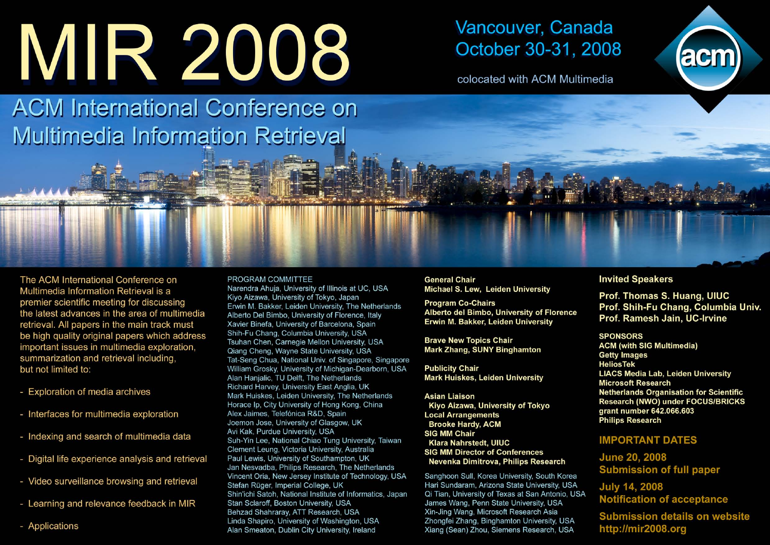# MIR 2008

Vancouver, Canada
October 30-31, 2008

colocated with ACM Multimedia

## ACM International Conference on Multimedia Information Retrieval

The ACM International Conference on Multimedia Information Retrieval is a premier scientific meeting for discussing the latest advances in the area of multimedia retrieval. All papers in the main track must be high quality original papers which address important issues in multimedia exploration, summarization and retrieval including, but not limited to:

- Exploration of media archives
- Interfaces for multimedia exploration
- Indexing and search of multimedia data
- Digital life experience analysis and retrieval
- Video surveillance browsing and retrieval
- Learning and relevance feedback in MIR
- Applications

PROGRAM COMMITTEE

Narendra Ahuja, University of Illinois at UC, USA
Kiyo Aizawa, University of Tokyo, Japan
Erwin M. Bakker, Leiden University, The Netherlands
Alberto Del Bimbo, University of Florence, Italy
Xavier Binefa, University of Barcelona, Spain
Shih-Fu Chang, Columbia University, USA
Tsuhan Chen, Carnegie Mellon University, USA
Qiang Cheng, Wayne State University, USA
Tat-Seng Chua, National Univ. of Singapore, Singapore
William Grosky, University of Michigan-Dearborn, USA
Alan Hanjalic, TU Delft, The Netherlands
Richard Harvey, University East Anglia, UK
Mark Huiskes, Leiden University, The Netherlands
Horace Ip, City University of Hong Kong, China
Alex Jaimes, Telefónica R&D, Spain
Joemon Jose, University of Glasgow, UK
Avi Kak, Purdue University, USA
Suh-Yin Lee, National Chiao Tung University, Taiwan
Clement Leung, Victoria University, Australia
Paul Lewis, University of Southampton, UK
Jan Nesvadba, Philips Research, The Netherlands
Vincent Oria, New Jersey Institute of Technology, USA
Stefan Rüger, Imperial College, UK
Shin'ichi Satoh, National Institute of Informatics, Japan
Stan Sclaroff, Boston University, USA
Behzad Shahraray, ATT Research, USA
Linda Shapiro, University of Washington, USA
Alan Smeaton, Dublin City University, Ireland
Sanghoon Sull, Korea University, South Korea
Hari Sundaram, Arizona State University, USA
Qi Tian, University of Texas at San Antonio, USA
James Wang, Penn State University, USA
Xin-Jing Wang, Microsoft Research Asia
Zhongfei Zhang, Binghamton University, USA
Xiang (Sean) Zhou, Siemens Research, USA

**General Chair**
**Michael S. Lew, Leiden University**

**Program Co-Chairs**
**Alberto del Bimbo, University of Florence**
**Erwin M. Bakker, Leiden University**

**Brave New Topics Chair**
**Mark Zhang, SUNY Binghamton**

**Publicity Chair**
**Mark Huiskes, Leiden University**

**Asian Liaison**
**Kiyo Aizawa, University of Tokyo**
**Local Arrangements**
**Brooke Hardy, ACM**
**SIG MM Chair**
**Klara Nahrstedt, UIUC**
**SIG MM Director of Conferences**
**Nevenka Dimitrova, Philips Research**

**Invited Speakers**

**Prof. Thomas S. Huang, UIUC**
**Prof. Shih-Fu Chang, Columbia Univ.**
**Prof. Ramesh Jain, UC-Irvine**

**SPONSORS**
**ACM (with SIG Multimedia)**
**Getty Images**
**HeliosTek**
**LIACS Media Lab, Leiden University**
**Microsoft Research**
**Netherlands Organisation for Scientific Research (NWO) under FOCUS/BRICKS grant number 642.066.603**
**Philips Research**

**IMPORTANT DATES**

**June 20, 2008**
**Submission of full paper**

**July 14, 2008**
**Notification of acceptance**

**Submission details on website**
**http://mir2008.org**